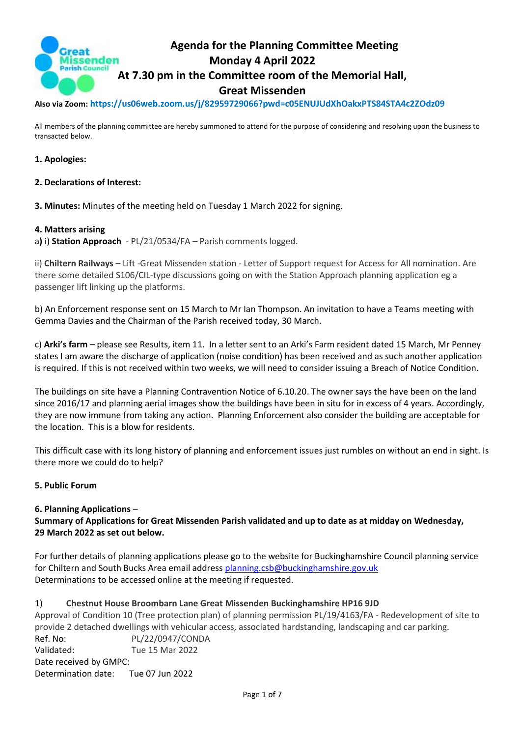# Agenda for the Planning Committee Meeting
## Monday 4 April 2022
## At 7.30 pm in the Committee room of the Memorial Hall, Great Missenden

**Also via Zoom: https://us06web.zoom.us/j/82959729066?pwd=c05ENUJUdXhOakxPTS84STA4c2ZOdz09**

All members of the planning committee are hereby summoned to attend for the purpose of considering and resolving upon the business to transacted below.

**1. Apologies:**

**2. Declarations of Interest:**

**3. Minutes:** Minutes of the meeting held on Tuesday 1 March 2022 for signing.

**4. Matters arising**

a**)** i) **Station Approach** - PL/21/0534/FA – Parish comments logged.

ii) **Chiltern Railways** – Lift -Great Missenden station - Letter of Support request for Access for All nomination. Are there some detailed S106/CIL-type discussions going on with the Station Approach planning application eg a passenger lift linking up the platforms.

b) An Enforcement response sent on 15 March to Mr Ian Thompson. An invitation to have a Teams meeting with Gemma Davies and the Chairman of the Parish received today, 30 March.

c) **Arki's farm** – please see Results, item 11. In a letter sent to an Arki's Farm resident dated 15 March, Mr Penney states I am aware the discharge of application (noise condition) has been received and as such another application is required. If this is not received within two weeks, we will need to consider issuing a Breach of Notice Condition.

The buildings on site have a Planning Contravention Notice of 6.10.20. The owner says the have been on the land since 2016/17 and planning aerial images show the buildings have been in situ for in excess of 4 years. Accordingly, they are now immune from taking any action. Planning Enforcement also consider the building are acceptable for the location. This is a blow for residents.

This difficult case with its long history of planning and enforcement issues just rumbles on without an end in sight. Is there more we could do to help?

**5. Public Forum**

**6. Planning Applications** –
**Summary of Applications for Great Missenden Parish validated and up to date as at midday on Wednesday, 29 March 2022 as set out below.**

For further details of planning applications please go to the website for Buckinghamshire Council planning service for Chiltern and South Bucks Area email address planning.csb@buckinghamshire.gov.uk
Determinations to be accessed online at the meeting if requested.

1) **Chestnut House Broombarn Lane Great Missenden Buckinghamshire HP16 9JD**
Approval of Condition 10 (Tree protection plan) of planning permission PL/19/4163/FA - Redevelopment of site to provide 2 detached dwellings with vehicular access, associated hardstanding, landscaping and car parking.
Ref. No: PL/22/0947/CONDA
Validated: Tue 15 Mar 2022
Date received by GMPC:
Determination date: Tue 07 Jun 2022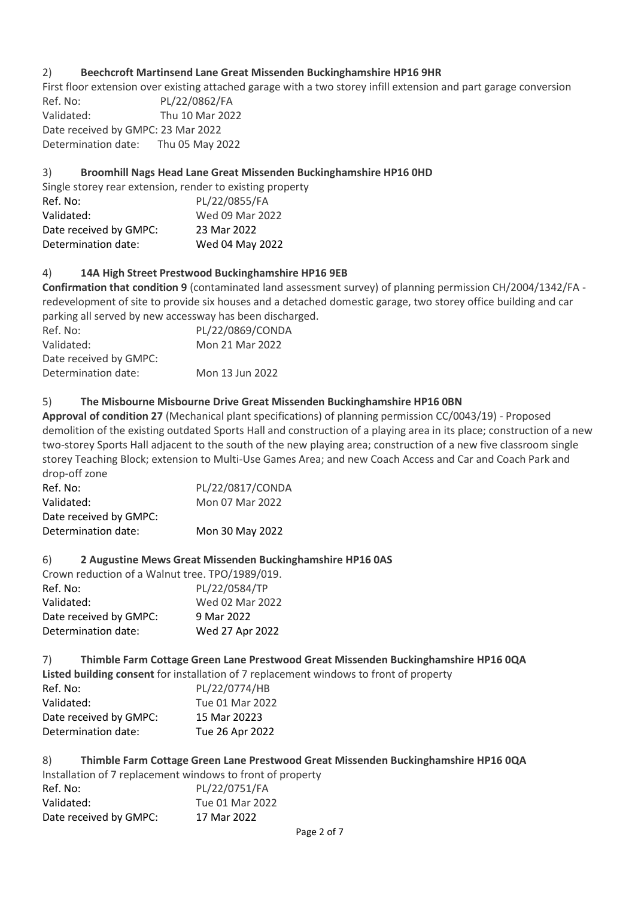2) **Beechcroft Martinsend Lane Great Missenden Buckinghamshire HP16 9HR**

First floor extension over existing attached garage with a two storey infill extension and part garage conversion

Ref. No: PL/22/0862/FA
Validated: Thu 10 Mar 2022
Date received by GMPC: 23 Mar 2022
Determination date: Thu 05 May 2022

3) **Broomhill Nags Head Lane Great Missenden Buckinghamshire HP16 0HD**

Single storey rear extension, render to existing property

| | |
|---|---|
| Ref. No: | PL/22/0855/FA |
| Validated: | Wed 09 Mar 2022 |
| Date received by GMPC: | 23 Mar 2022 |
| Determination date: | Wed 04 May 2022 |

4) **14A High Street Prestwood Buckinghamshire HP16 9EB**

**Confirmation that condition 9** (contaminated land assessment survey) of planning permission CH/2004/1342/FA - redevelopment of site to provide six houses and a detached domestic garage, two storey office building and car parking all served by new accessway has been discharged.

| | |
|---|---|
| Ref. No: | PL/22/0869/CONDA |
| Validated: | Mon 21 Mar 2022 |
| Date received by GMPC: | |
| Determination date: | Mon 13 Jun 2022 |

5) **The Misbourne Misbourne Drive Great Missenden Buckinghamshire HP16 0BN**

**Approval of condition 27** (Mechanical plant specifications) of planning permission CC/0043/19) - Proposed demolition of the existing outdated Sports Hall and construction of a playing area in its place; construction of a new two-storey Sports Hall adjacent to the south of the new playing area; construction of a new five classroom single storey Teaching Block; extension to Multi-Use Games Area; and new Coach Access and Car and Coach Park and drop-off zone

| | |
|---|---|
| Ref. No: | PL/22/0817/CONDA |
| Validated: | Mon 07 Mar 2022 |
| Date received by GMPC: | |
| Determination date: | Mon 30 May 2022 |

6) **2 Augustine Mews Great Missenden Buckinghamshire HP16 0AS**

Crown reduction of a Walnut tree. TPO/1989/019.

| | |
|---|---|
| Ref. No: | PL/22/0584/TP |
| Validated: | Wed 02 Mar 2022 |
| Date received by GMPC: | 9 Mar 2022 |
| Determination date: | Wed 27 Apr 2022 |

7) **Thimble Farm Cottage Green Lane Prestwood Great Missenden Buckinghamshire HP16 0QA**

**Listed building consent** for installation of 7 replacement windows to front of property

| | |
|---|---|
| Ref. No: | PL/22/0774/HB |
| Validated: | Tue 01 Mar 2022 |
| Date received by GMPC: | 15 Mar 20223 |
| Determination date: | Tue 26 Apr 2022 |

8) **Thimble Farm Cottage Green Lane Prestwood Great Missenden Buckinghamshire HP16 0QA**

Installation of 7 replacement windows to front of property

| | |
|---|---|
| Ref. No: | PL/22/0751/FA |
| Validated: | Tue 01 Mar 2022 |
| Date received by GMPC: | 17 Mar 2022 |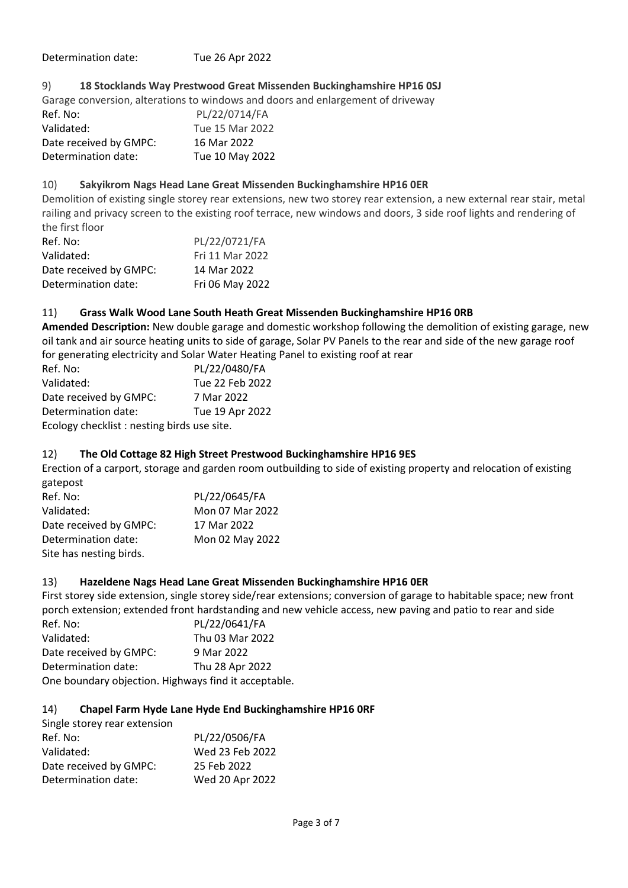Determination date: Tue 26 Apr 2022

9) **18 Stocklands Way Prestwood Great Missenden Buckinghamshire HP16 0SJ**

Garage conversion, alterations to windows and doors and enlargement of driveway

Ref. No: PL/22/0714/FA
Validated: Tue 15 Mar 2022
Date received by GMPC: 16 Mar 2022
Determination date: Tue 10 May 2022

10) **Sakyikrom Nags Head Lane Great Missenden Buckinghamshire HP16 0ER**

Demolition of existing single storey rear extensions, new two storey rear extension, a new external rear stair, metal railing and privacy screen to the existing roof terrace, new windows and doors, 3 side roof lights and rendering of the first floor

Ref. No: PL/22/0721/FA
Validated: Fri 11 Mar 2022
Date received by GMPC: 14 Mar 2022
Determination date: Fri 06 May 2022

11) **Grass Walk Wood Lane South Heath Great Missenden Buckinghamshire HP16 0RB**

**Amended Description:** New double garage and domestic workshop following the demolition of existing garage, new oil tank and air source heating units to side of garage, Solar PV Panels to the rear and side of the new garage roof for generating electricity and Solar Water Heating Panel to existing roof at rear

Ref. No: PL/22/0480/FA
Validated: Tue 22 Feb 2022
Date received by GMPC: 7 Mar 2022
Determination date: Tue 19 Apr 2022
Ecology checklist : nesting birds use site.

12) **The Old Cottage 82 High Street Prestwood Buckinghamshire HP16 9ES**

Erection of a carport, storage and garden room outbuilding to side of existing property and relocation of existing gatepost

Ref. No: PL/22/0645/FA
Validated: Mon 07 Mar 2022
Date received by GMPC: 17 Mar 2022
Determination date: Mon 02 May 2022
Site has nesting birds.

13) **Hazeldene Nags Head Lane Great Missenden Buckinghamshire HP16 0ER**

First storey side extension, single storey side/rear extensions; conversion of garage to habitable space; new front porch extension; extended front hardstanding and new vehicle access, new paving and patio to rear and side

Ref. No: PL/22/0641/FA
Validated: Thu 03 Mar 2022
Date received by GMPC: 9 Mar 2022
Determination date: Thu 28 Apr 2022
One boundary objection. Highways find it acceptable.

14) **Chapel Farm Hyde Lane Hyde End Buckinghamshire HP16 0RF**

Single storey rear extension

Ref. No: PL/22/0506/FA
Validated: Wed 23 Feb 2022
Date received by GMPC: 25 Feb 2022
Determination date: Wed 20 Apr 2022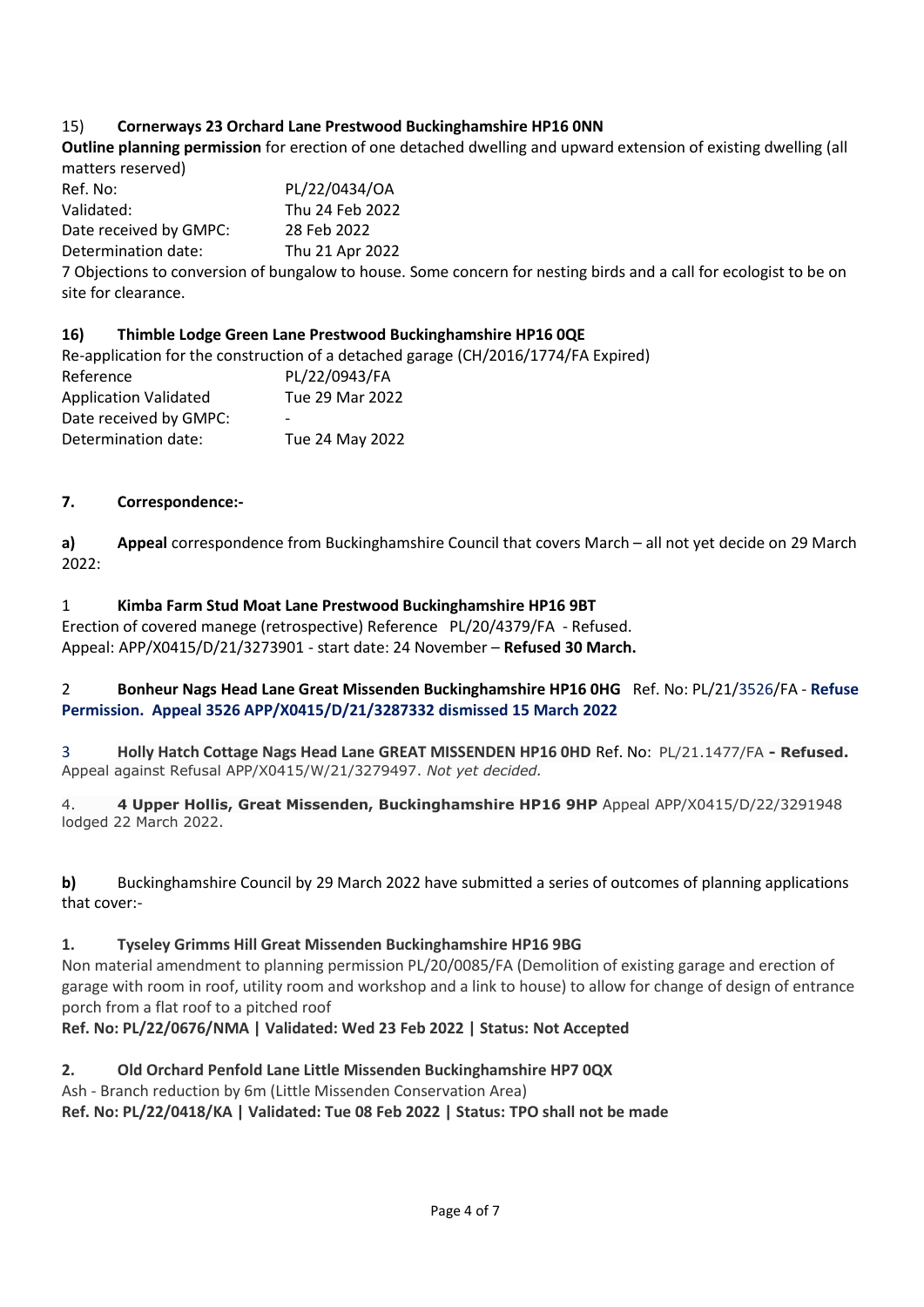15) **Cornerways 23 Orchard Lane Prestwood Buckinghamshire HP16 0NN**

**Outline planning permission** for erection of one detached dwelling and upward extension of existing dwelling (all matters reserved)

| | |
|---|---|
| Ref. No: | PL/22/0434/OA |
| Validated: | Thu 24 Feb 2022 |
| Date received by GMPC: | 28 Feb 2022 |
| Determination date: | Thu 21 Apr 2022 |

7 Objections to conversion of bungalow to house. Some concern for nesting birds and a call for ecologist to be on site for clearance.

**16) Thimble Lodge Green Lane Prestwood Buckinghamshire HP16 0QE**

Re-application for the construction of a detached garage (CH/2016/1774/FA Expired)

| | |
|---|---|
| Reference | PL/22/0943/FA |
| Application Validated | Tue 29 Mar 2022 |
| Date received by GMPC: | - |
| Determination date: | Tue 24 May 2022 |

**7. Correspondence:-**

**a) Appeal** correspondence from Buckinghamshire Council that covers March – all not yet decide on 29 March 2022:

1 **Kimba Farm Stud Moat Lane Prestwood Buckinghamshire HP16 9BT**
Erection of covered manege (retrospective) Reference PL/20/4379/FA - Refused.
Appeal: APP/X0415/D/21/3273901 - start date: 24 November – **Refused 30 March.**

2 **Bonheur Nags Head Lane Great Missenden Buckinghamshire HP16 0HG** Ref. No: PL/21/3526/FA - **Refuse Permission. Appeal 3526 APP/X0415/D/21/3287332 dismissed 15 March 2022**

3 **Holly Hatch Cottage Nags Head Lane GREAT MISSENDEN HP16 0HD** Ref. No: PL/21.1477/FA **- Refused.**
Appeal against Refusal APP/X0415/W/21/3279497. *Not yet decided.*

4. **4 Upper Hollis, Great Missenden, Buckinghamshire HP16 9HP** Appeal APP/X0415/D/22/3291948 lodged 22 March 2022.

**b)** Buckinghamshire Council by 29 March 2022 have submitted a series of outcomes of planning applications that cover:-

**1. Tyseley Grimms Hill Great Missenden Buckinghamshire HP16 9BG**
Non material amendment to planning permission PL/20/0085/FA (Demolition of existing garage and erection of garage with room in roof, utility room and workshop and a link to house) to allow for change of design of entrance porch from a flat roof to a pitched roof
**Ref. No: PL/22/0676/NMA | Validated: Wed 23 Feb 2022 | Status: Not Accepted**

**2. Old Orchard Penfold Lane Little Missenden Buckinghamshire HP7 0QX**
Ash - Branch reduction by 6m (Little Missenden Conservation Area)
**Ref. No: PL/22/0418/KA | Validated: Tue 08 Feb 2022 | Status: TPO shall not be made**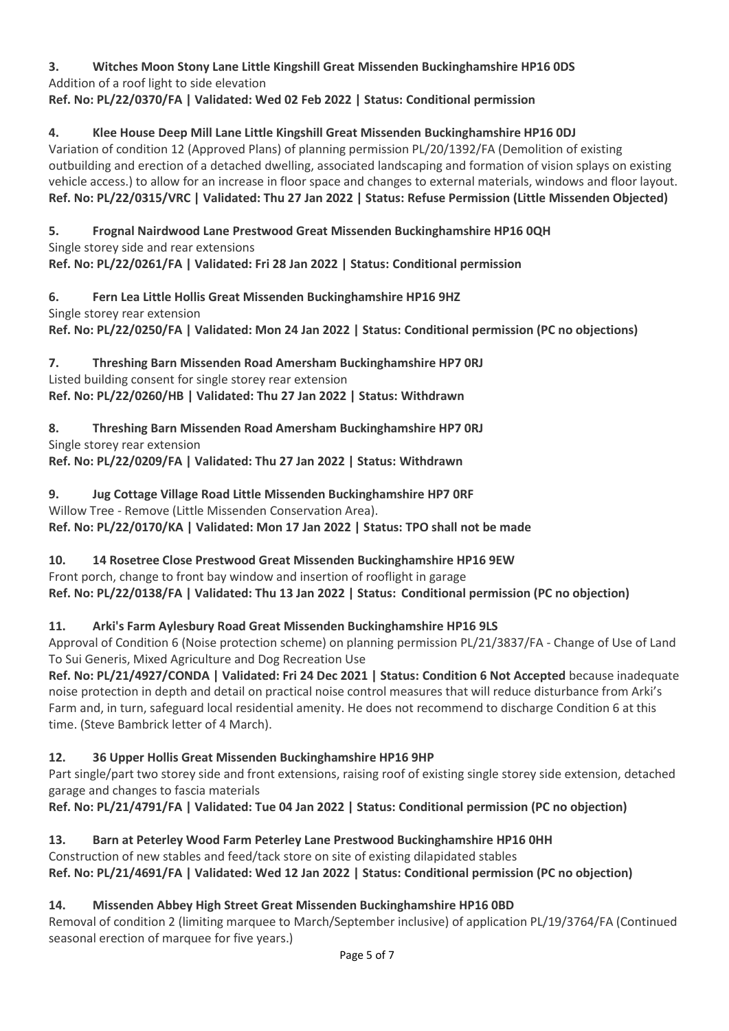**3. Witches Moon Stony Lane Little Kingshill Great Missenden Buckinghamshire HP16 0DS**

Addition of a roof light to side elevation

**Ref. No: PL/22/0370/FA | Validated: Wed 02 Feb 2022 | Status: Conditional permission**

**4. Klee House Deep Mill Lane Little Kingshill Great Missenden Buckinghamshire HP16 0DJ**

Variation of condition 12 (Approved Plans) of planning permission PL/20/1392/FA (Demolition of existing outbuilding and erection of a detached dwelling, associated landscaping and formation of vision splays on existing vehicle access.) to allow for an increase in floor space and changes to external materials, windows and floor layout.

**Ref. No: PL/22/0315/VRC | Validated: Thu 27 Jan 2022 | Status: Refuse Permission (Little Missenden Objected)**

**5. Frognal Nairdwood Lane Prestwood Great Missenden Buckinghamshire HP16 0QH**

Single storey side and rear extensions

**Ref. No: PL/22/0261/FA | Validated: Fri 28 Jan 2022 | Status: Conditional permission**

**6. Fern Lea Little Hollis Great Missenden Buckinghamshire HP16 9HZ**

Single storey rear extension

**Ref. No: PL/22/0250/FA | Validated: Mon 24 Jan 2022 | Status: Conditional permission (PC no objections)**

**7. Threshing Barn Missenden Road Amersham Buckinghamshire HP7 0RJ**

Listed building consent for single storey rear extension

**Ref. No: PL/22/0260/HB | Validated: Thu 27 Jan 2022 | Status: Withdrawn**

**8. Threshing Barn Missenden Road Amersham Buckinghamshire HP7 0RJ**

Single storey rear extension

**Ref. No: PL/22/0209/FA | Validated: Thu 27 Jan 2022 | Status: Withdrawn**

**9. Jug Cottage Village Road Little Missenden Buckinghamshire HP7 0RF**

Willow Tree - Remove (Little Missenden Conservation Area).

**Ref. No: PL/22/0170/KA | Validated: Mon 17 Jan 2022 | Status: TPO shall not be made**

**10. 14 Rosetree Close Prestwood Great Missenden Buckinghamshire HP16 9EW**

Front porch, change to front bay window and insertion of rooflight in garage

**Ref. No: PL/22/0138/FA | Validated: Thu 13 Jan 2022 | Status: Conditional permission (PC no objection)**

**11. Arki's Farm Aylesbury Road Great Missenden Buckinghamshire HP16 9LS**

Approval of Condition 6 (Noise protection scheme) on planning permission PL/21/3837/FA - Change of Use of Land To Sui Generis, Mixed Agriculture and Dog Recreation Use

**Ref. No: PL/21/4927/CONDA | Validated: Fri 24 Dec 2021 | Status: Condition 6 Not Accepted** because inadequate noise protection in depth and detail on practical noise control measures that will reduce disturbance from Arki's Farm and, in turn, safeguard local residential amenity. He does not recommend to discharge Condition 6 at this time. (Steve Bambrick letter of 4 March).

**12. 36 Upper Hollis Great Missenden Buckinghamshire HP16 9HP**

Part single/part two storey side and front extensions, raising roof of existing single storey side extension, detached garage and changes to fascia materials

**Ref. No: PL/21/4791/FA | Validated: Tue 04 Jan 2022 | Status: Conditional permission (PC no objection)**

**13. Barn at Peterley Wood Farm Peterley Lane Prestwood Buckinghamshire HP16 0HH**

Construction of new stables and feed/tack store on site of existing dilapidated stables

**Ref. No: PL/21/4691/FA | Validated: Wed 12 Jan 2022 | Status: Conditional permission (PC no objection)**

**14. Missenden Abbey High Street Great Missenden Buckinghamshire HP16 0BD**

Removal of condition 2 (limiting marquee to March/September inclusive) of application PL/19/3764/FA (Continued seasonal erection of marquee for five years.)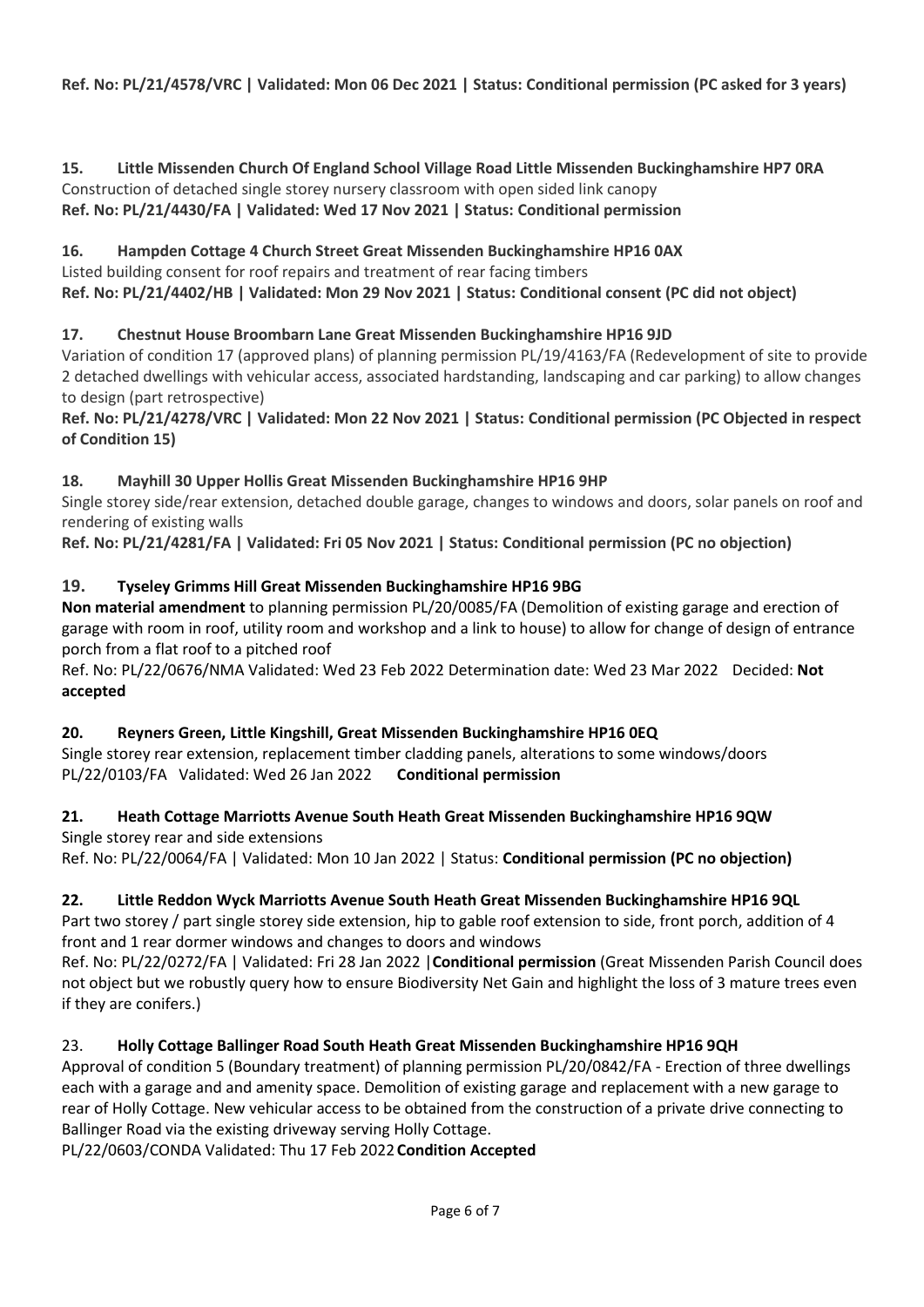**Ref. No: PL/21/4578/VRC | Validated: Mon 06 Dec 2021 | Status: Conditional permission (PC asked for 3 years)**

**15. Little Missenden Church Of England School Village Road Little Missenden Buckinghamshire HP7 0RA**
Construction of detached single storey nursery classroom with open sided link canopy
**Ref. No: PL/21/4430/FA | Validated: Wed 17 Nov 2021 | Status: Conditional permission**

**16. Hampden Cottage 4 Church Street Great Missenden Buckinghamshire HP16 0AX**
Listed building consent for roof repairs and treatment of rear facing timbers
**Ref. No: PL/21/4402/HB | Validated: Mon 29 Nov 2021 | Status: Conditional consent (PC did not object)**

**17. Chestnut House Broombarn Lane Great Missenden Buckinghamshire HP16 9JD**
Variation of condition 17 (approved plans) of planning permission PL/19/4163/FA (Redevelopment of site to provide 2 detached dwellings with vehicular access, associated hardstanding, landscaping and car parking) to allow changes to design (part retrospective)
**Ref. No: PL/21/4278/VRC | Validated: Mon 22 Nov 2021 | Status: Conditional permission (PC Objected in respect of Condition 15)**

**18. Mayhill 30 Upper Hollis Great Missenden Buckinghamshire HP16 9HP**
Single storey side/rear extension, detached double garage, changes to windows and doors, solar panels on roof and rendering of existing walls
**Ref. No: PL/21/4281/FA | Validated: Fri 05 Nov 2021 | Status: Conditional permission (PC no objection)**

**19. Tyseley Grimms Hill Great Missenden Buckinghamshire HP16 9BG**
**Non material amendment** to planning permission PL/20/0085/FA (Demolition of existing garage and erection of garage with room in roof, utility room and workshop and a link to house) to allow for change of design of entrance porch from a flat roof to a pitched roof
Ref. No: PL/22/0676/NMA Validated: Wed 23 Feb 2022 Determination date: Wed 23 Mar 2022 Decided: **Not accepted**

**20. Reyners Green, Little Kingshill, Great Missenden Buckinghamshire HP16 0EQ**
Single storey rear extension, replacement timber cladding panels, alterations to some windows/doors
PL/22/0103/FA Validated: Wed 26 Jan 2022 **Conditional permission**

**21. Heath Cottage Marriotts Avenue South Heath Great Missenden Buckinghamshire HP16 9QW**
Single storey rear and side extensions
Ref. No: PL/22/0064/FA | Validated: Mon 10 Jan 2022 | Status: **Conditional permission (PC no objection)**

**22. Little Reddon Wyck Marriotts Avenue South Heath Great Missenden Buckinghamshire HP16 9QL**
Part two storey / part single storey side extension, hip to gable roof extension to side, front porch, addition of 4 front and 1 rear dormer windows and changes to doors and windows
Ref. No: PL/22/0272/FA | Validated: Fri 28 Jan 2022 |**Conditional permission** (Great Missenden Parish Council does not object but we robustly query how to ensure Biodiversity Net Gain and highlight the loss of 3 mature trees even if they are conifers.)

23. **Holly Cottage Ballinger Road South Heath Great Missenden Buckinghamshire HP16 9QH**
Approval of condition 5 (Boundary treatment) of planning permission PL/20/0842/FA - Erection of three dwellings each with a garage and and amenity space. Demolition of existing garage and replacement with a new garage to rear of Holly Cottage. New vehicular access to be obtained from the construction of a private drive connecting to Ballinger Road via the existing driveway serving Holly Cottage.
PL/22/0603/CONDA Validated: Thu 17 Feb 2022 **Condition Accepted**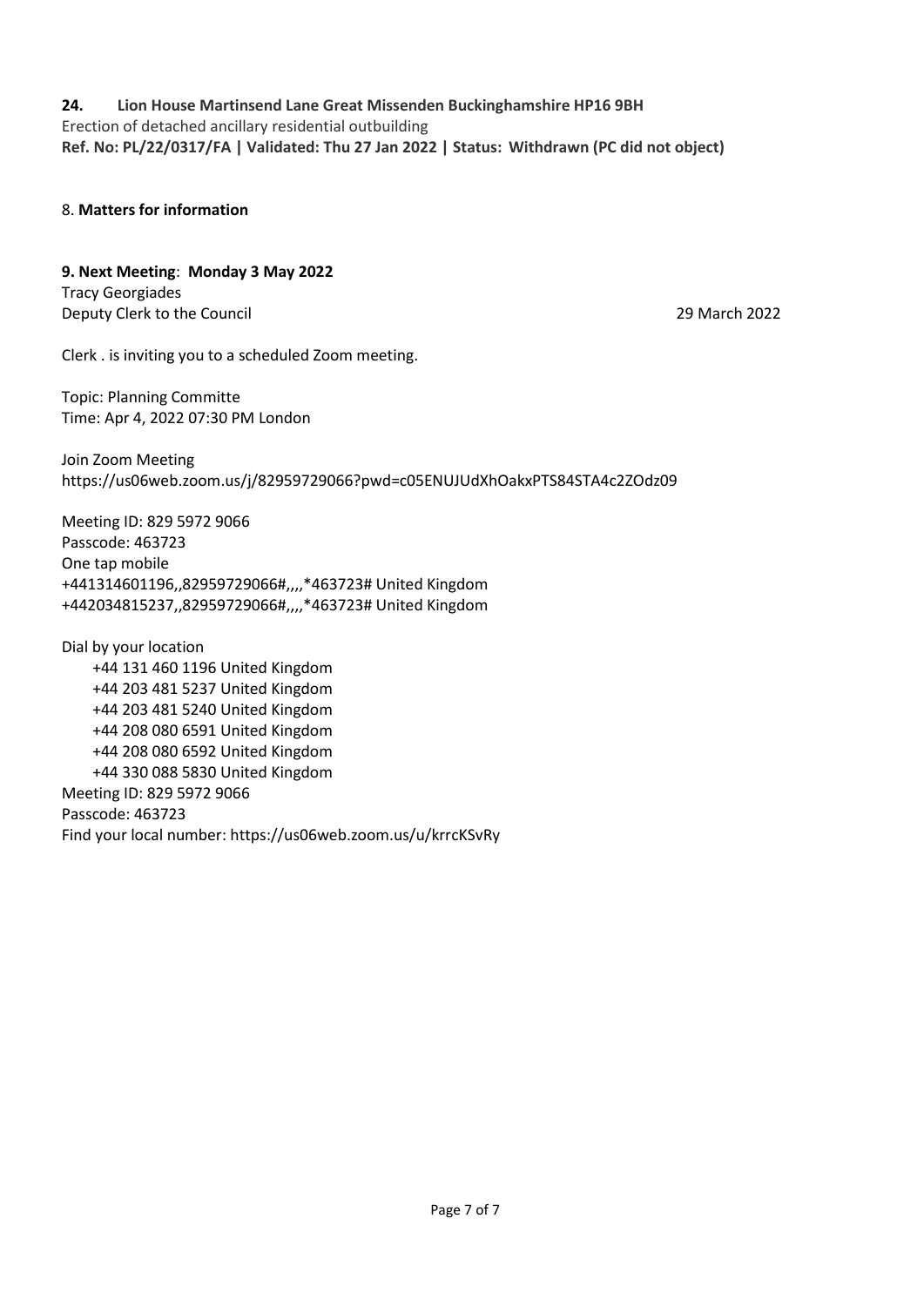**24. Lion House Martinsend Lane Great Missenden Buckinghamshire HP16 9BH**
Erection of detached ancillary residential outbuilding
**Ref. No: PL/22/0317/FA | Validated: Thu 27 Jan 2022 | Status: Withdrawn (PC did not object)**

8. **Matters for information**

**9. Next Meeting**: **Monday 3 May 2022**
Tracy Georgiades
Deputy Clerk to the Council

29 March 2022

Clerk . is inviting you to a scheduled Zoom meeting.

Topic: Planning Committe
Time: Apr 4, 2022 07:30 PM London

Join Zoom Meeting
https://us06web.zoom.us/j/82959729066?pwd=c05ENUJUdXhOakxPTS84STA4c2ZOdz09

Meeting ID: 829 5972 9066
Passcode: 463723
One tap mobile
+441314601196,,82959729066#,,,,*463723# United Kingdom
+442034815237,,82959729066#,,,,*463723# United Kingdom

Dial by your location
+44 131 460 1196 United Kingdom
+44 203 481 5237 United Kingdom
+44 203 481 5240 United Kingdom
+44 208 080 6591 United Kingdom
+44 208 080 6592 United Kingdom
+44 330 088 5830 United Kingdom
Meeting ID: 829 5972 9066
Passcode: 463723
Find your local number: https://us06web.zoom.us/u/krrcKSvRy